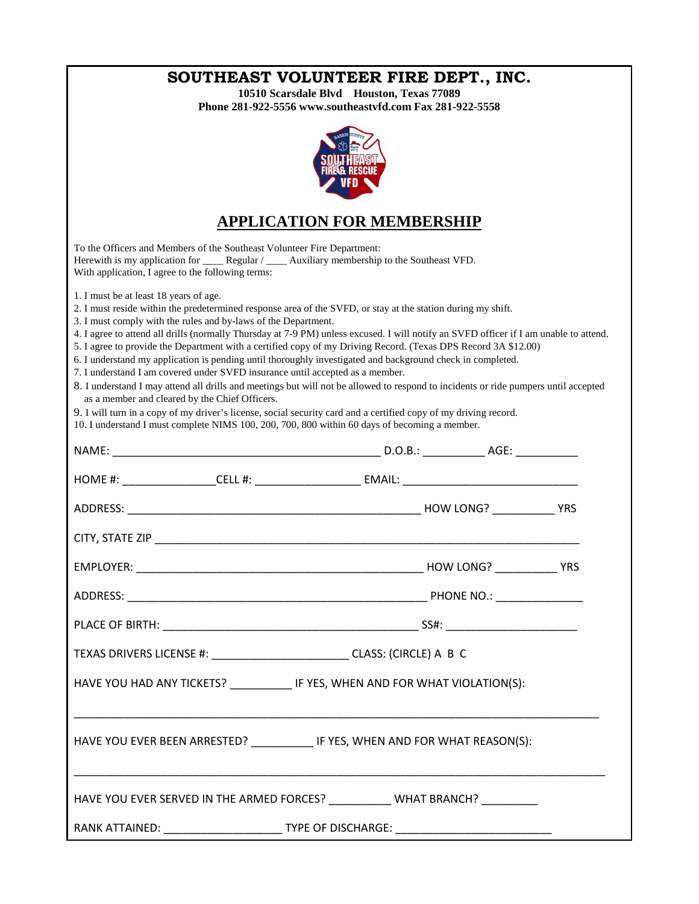# SOUTHEAST VOLUNTEER FIRE DEPT., INC.

**10510 Scarsdale Blvd Houston, Texas 77089**
**Phone 281-922-5556 www.southeastvfd.com Fax 281-922-5558**

## APPLICATION FOR MEMBERSHIP

To the Officers and Members of the Southeast Volunteer Fire Department:
Herewith is my application for ____ Regular / ____ Auxiliary membership to the Southeast VFD.
With application, I agree to the following terms:

1. I must be at least 18 years of age.
2. I must reside within the predetermined response area of the SVFD, or stay at the station during my shift.
3. I must comply with the rules and by-laws of the Department.
4. I agree to attend all drills (normally Thursday at 7-9 PM) unless excused. I will notify an SVFD officer if I am unable to attend.
5. I agree to provide the Department with a certified copy of my Driving Record. (Texas DPS Record 3A $12.00)
6. I understand my application is pending until thoroughly investigated and background check in completed.
7. I understand I am covered under SVFD insurance until accepted as a member.
8. I understand I may attend all drills and meetings but will not be allowed to respond to incidents or ride pumpers until accepted as a member and cleared by the Chief Officers.
9. I will turn in a copy of my driver's license, social security card and a certified copy of my driving record.
10. I understand I must complete NIMS 100, 200, 700, 800 within 60 days of becoming a member.

NAME: ____________________________________________ D.O.B.: __________ AGE: __________

HOME #: _______________CELL #: _________________ EMAIL: _____________________________

ADDRESS: _________________________________________________ HOW LONG? __________ YRS

CITY, STATE ZIP ______________________________________________________________________

EMPLOYER: ________________________________________________ HOW LONG? __________ YRS

ADDRESS: __________________________________________________ PHONE NO.: ______________

PLACE OF BIRTH: __________________________________________ SS#: _____________________

TEXAS DRIVERS LICENSE #: ______________________ CLASS: (CIRCLE) A B C

HAVE YOU HAD ANY TICKETS? __________ IF YES, WHEN AND FOR WHAT VIOLATION(S):

_______________________________________________________________________________________

HAVE YOU EVER BEEN ARRESTED? __________ IF YES, WHEN AND FOR WHAT REASON(S):

_______________________________________________________________________________________

HAVE YOU EVER SERVED IN THE ARMED FORCES? __________ WHAT BRANCH? _________

RANK ATTAINED: ___________________ TYPE OF DISCHARGE: ________________________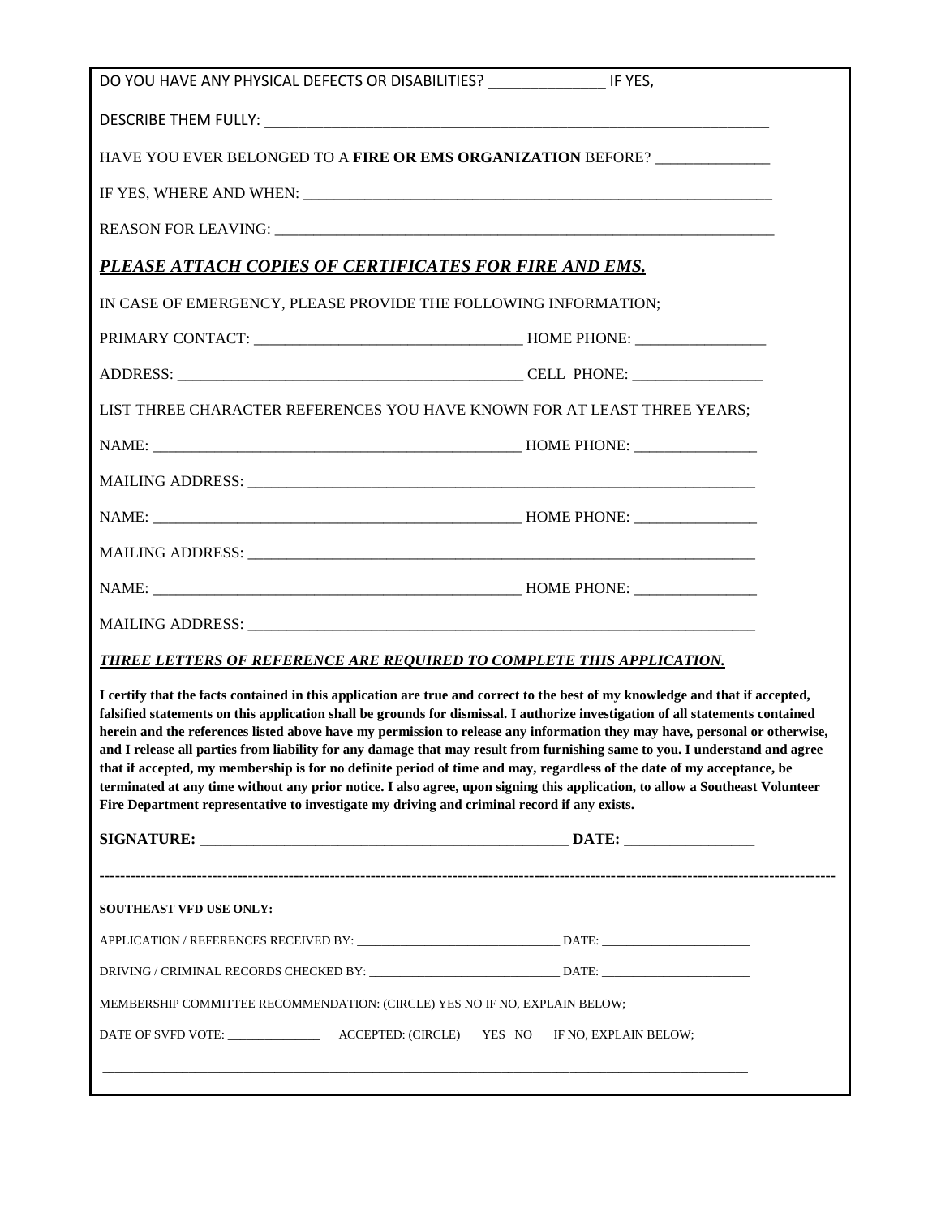DO YOU HAVE ANY PHYSICAL DEFECTS OR DISABILITIES? ______________ IF YES,

DESCRIBE THEM FULLY: ___________________________________________________________

HAVE YOU EVER BELONGED TO A **FIRE OR EMS ORGANIZATION** BEFORE? ______________

IF YES, WHERE AND WHEN: ___________________________________________________________

REASON FOR LEAVING: _______________________________________________________________

***PLEASE ATTACH COPIES OF CERTIFICATES FOR FIRE AND EMS.***

IN CASE OF EMERGENCY, PLEASE PROVIDE THE FOLLOWING INFORMATION;

PRIMARY CONTACT: _________________________________ HOME PHONE: ________________

ADDRESS: ____________________________________________ CELL PHONE: ________________

LIST THREE CHARACTER REFERENCES YOU HAVE KNOWN FOR AT LEAST THREE YEARS;

NAME: ________________________________________________ HOME PHONE: _______________

MAILING ADDRESS: __________________________________________________________________

NAME: ________________________________________________ HOME PHONE: _______________

MAILING ADDRESS: __________________________________________________________________

NAME: ________________________________________________ HOME PHONE: _______________

MAILING ADDRESS: __________________________________________________________________

***THREE LETTERS OF REFERENCE ARE REQUIRED TO COMPLETE THIS APPLICATION.***

**I certify that the facts contained in this application are true and correct to the best of my knowledge and that if accepted, falsified statements on this application shall be grounds for dismissal. I authorize investigation of all statements contained herein and the references listed above have my permission to release any information they may have, personal or otherwise, and I release all parties from liability for any damage that may result from furnishing same to you. I understand and agree that if accepted, my membership is for no definite period of time and may, regardless of the date of my acceptance, be terminated at any time without any prior notice. I also agree, upon signing this application, to allow a Southeast Volunteer Fire Department representative to investigate my driving and criminal record if any exists.**

**SIGNATURE: ________________________________________________ DATE: ________________**

---

**SOUTHEAST VFD USE ONLY:**

APPLICATION / REFERENCES RECEIVED BY: ________________________________ DATE: _______________________

DRIVING / CRIMINAL RECORDS CHECKED BY: ______________________________ DATE: _______________________

MEMBERSHIP COMMITTEE RECOMMENDATION: (CIRCLE) YES NO IF NO, EXPLAIN BELOW;

DATE OF SVFD VOTE: ______________ ACCEPTED: (CIRCLE) YES NO IF NO, EXPLAIN BELOW;

_____________________________________________________________________________________________